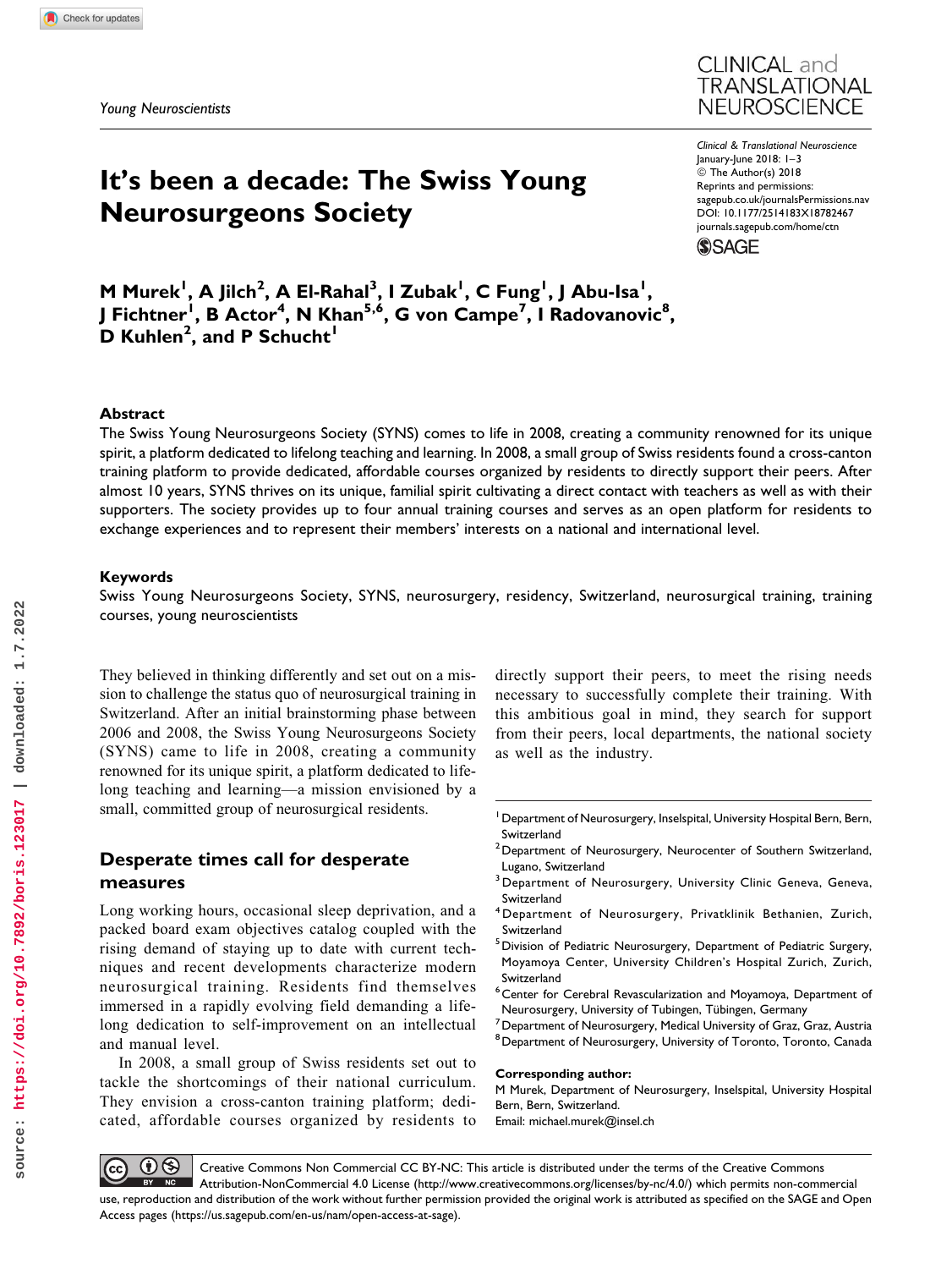Young Neuroscientists

# It's been a decade: The Swiss Young Neurosurgeons Society

**M Murek[1], A Jilch[2], A El-Rahal[3], I Zubak[1], C Fung[1], J Abu-Isa[1], J Fichtner[1], B Actor[4], N Khan[5,6], G von Campe[7], I Radovanovic[8], D Kuhlen[2], and P Schucht[1]**

## Abstract

The Swiss Young Neurosurgeons Society (SYNS) comes to life in 2008, creating a community renowned for its unique spirit, a platform dedicated to lifelong teaching and learning. In 2008, a small group of Swiss residents found a cross-canton training platform to provide dedicated, affordable courses organized by residents to directly support their peers. After almost 10 years, SYNS thrives on its unique, familial spirit cultivating a direct contact with teachers as well as with their supporters. The society provides up to four annual training courses and serves as an open platform for residents to exchange experiences and to represent their members' interests on a national and international level.

## Keywords

Swiss Young Neurosurgeons Society, SYNS, neurosurgery, residency, Switzerland, neurosurgical training, training courses, young neuroscientists

They believed in thinking differently and set out on a mission to challenge the status quo of neurosurgical training in Switzerland. After an initial brainstorming phase between 2006 and 2008, the Swiss Young Neurosurgeons Society (SYNS) came to life in 2008, creating a community renowned for its unique spirit, a platform dedicated to lifelong teaching and learning—a mission envisioned by a small, committed group of neurosurgical residents.

## Desperate times call for desperate measures

Long working hours, occasional sleep deprivation, and a packed board exam objectives catalog coupled with the rising demand of staying up to date with current techniques and recent developments characterize modern neurosurgical training. Residents find themselves immersed in a rapidly evolving field demanding a lifelong dedication to self-improvement on an intellectual and manual level.

In 2008, a small group of Swiss residents set out to tackle the shortcomings of their national curriculum. They envision a cross-canton training platform; dedicated, affordable courses organized by residents to directly support their peers, to meet the rising needs necessary to successfully complete their training. With this ambitious goal in mind, they search for support from their peers, local departments, the national society as well as the industry.

[1] Department of Neurosurgery, Inselspital, University Hospital Bern, Bern, Switzerland
[2] Department of Neurosurgery, Neurocenter of Southern Switzerland, Lugano, Switzerland
[3] Department of Neurosurgery, University Clinic Geneva, Geneva, Switzerland
[4] Department of Neurosurgery, Privatklinik Bethanien, Zurich, Switzerland
[5] Division of Pediatric Neurosurgery, Department of Pediatric Surgery, Moyamoya Center, University Children's Hospital Zurich, Zurich, Switzerland
[6] Center for Cerebral Revascularization and Moyamoya, Department of Neurosurgery, University of Tubingen, Tübingen, Germany
[7] Department of Neurosurgery, Medical University of Graz, Graz, Austria
[8] Department of Neurosurgery, University of Toronto, Toronto, Canada

**Corresponding author:**
M Murek, Department of Neurosurgery, Inselspital, University Hospital Bern, Bern, Switzerland.
Email: michael.murek@insel.ch

Creative Commons Non Commercial CC BY-NC: This article is distributed under the terms of the Creative Commons Attribution-NonCommercial 4.0 License (http://www.creativecommons.org/licenses/by-nc/4.0/) which permits non-commercial use, reproduction and distribution of the work without further permission provided the original work is attributed as specified on the SAGE and Open Access pages (https://us.sagepub.com/en-us/nam/open-access-at-sage).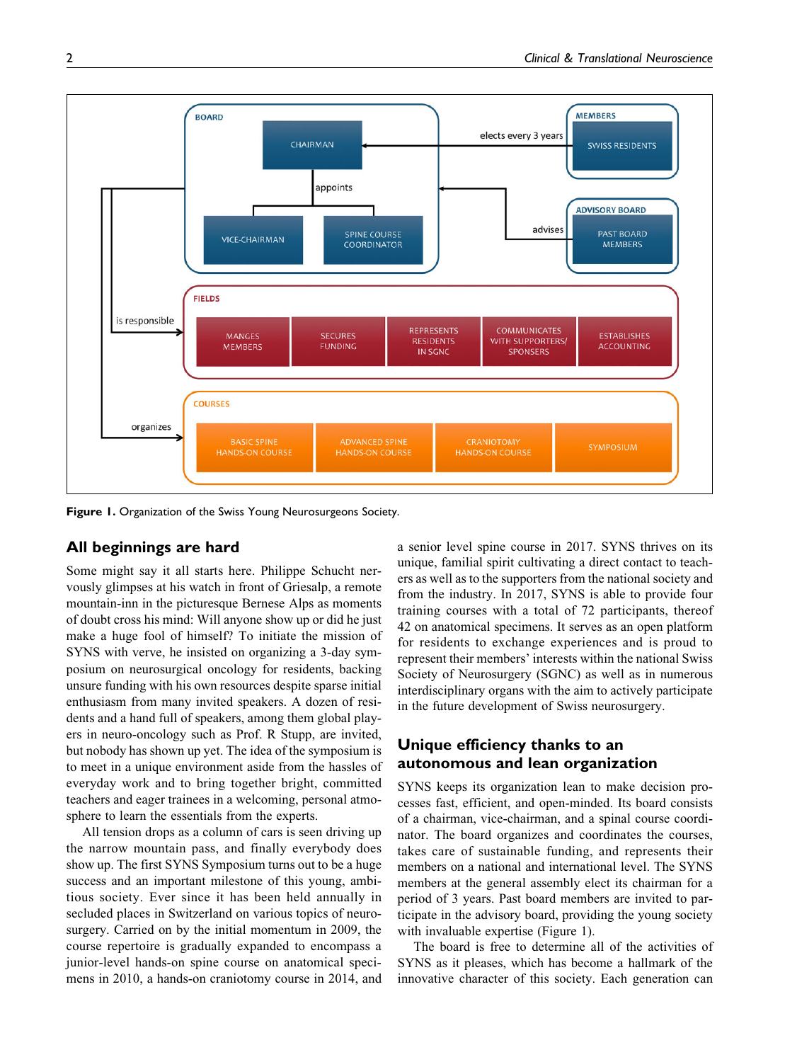**Figure 1.** Organization of the Swiss Young Neurosurgeons Society.

## All beginnings are hard

Some might say it all starts here. Philippe Schucht nervously glimpses at his watch in front of Griesalp, a remote mountain-inn in the picturesque Bernese Alps as moments of doubt cross his mind: Will anyone show up or did he just make a huge fool of himself? To initiate the mission of SYNS with verve, he insisted on organizing a 3-day symposium on neurosurgical oncology for residents, backing unsure funding with his own resources despite sparse initial enthusiasm from many invited speakers. A dozen of residents and a hand full of speakers, among them global players in neuro-oncology such as Prof. R Stupp, are invited, but nobody has shown up yet. The idea of the symposium is to meet in a unique environment aside from the hassles of everyday work and to bring together bright, committed teachers and eager trainees in a welcoming, personal atmosphere to learn the essentials from the experts.

All tension drops as a column of cars is seen driving up the narrow mountain pass, and finally everybody does show up. The first SYNS Symposium turns out to be a huge success and an important milestone of this young, ambitious society. Ever since it has been held annually in secluded places in Switzerland on various topics of neurosurgery. Carried on by the initial momentum in 2009, the course repertoire is gradually expanded to encompass a junior-level hands-on spine course on anatomical specimens in 2010, a hands-on craniotomy course in 2014, and a senior level spine course in 2017. SYNS thrives on its unique, familial spirit cultivating a direct contact to teachers as well as to the supporters from the national society and from the industry. In 2017, SYNS is able to provide four training courses with a total of 72 participants, thereof 42 on anatomical specimens. It serves as an open platform for residents to exchange experiences and is proud to represent their members' interests within the national Swiss Society of Neurosurgery (SGNC) as well as in numerous interdisciplinary organs with the aim to actively participate in the future development of Swiss neurosurgery.

## Unique efficiency thanks to an autonomous and lean organization

SYNS keeps its organization lean to make decision processes fast, efficient, and open-minded. Its board consists of a chairman, vice-chairman, and a spinal course coordinator. The board organizes and coordinates the courses, takes care of sustainable funding, and represents their members on a national and international level. The SYNS members at the general assembly elect its chairman for a period of 3 years. Past board members are invited to participate in the advisory board, providing the young society with invaluable expertise (Figure 1).

The board is free to determine all of the activities of SYNS as it pleases, which has become a hallmark of the innovative character of this society. Each generation can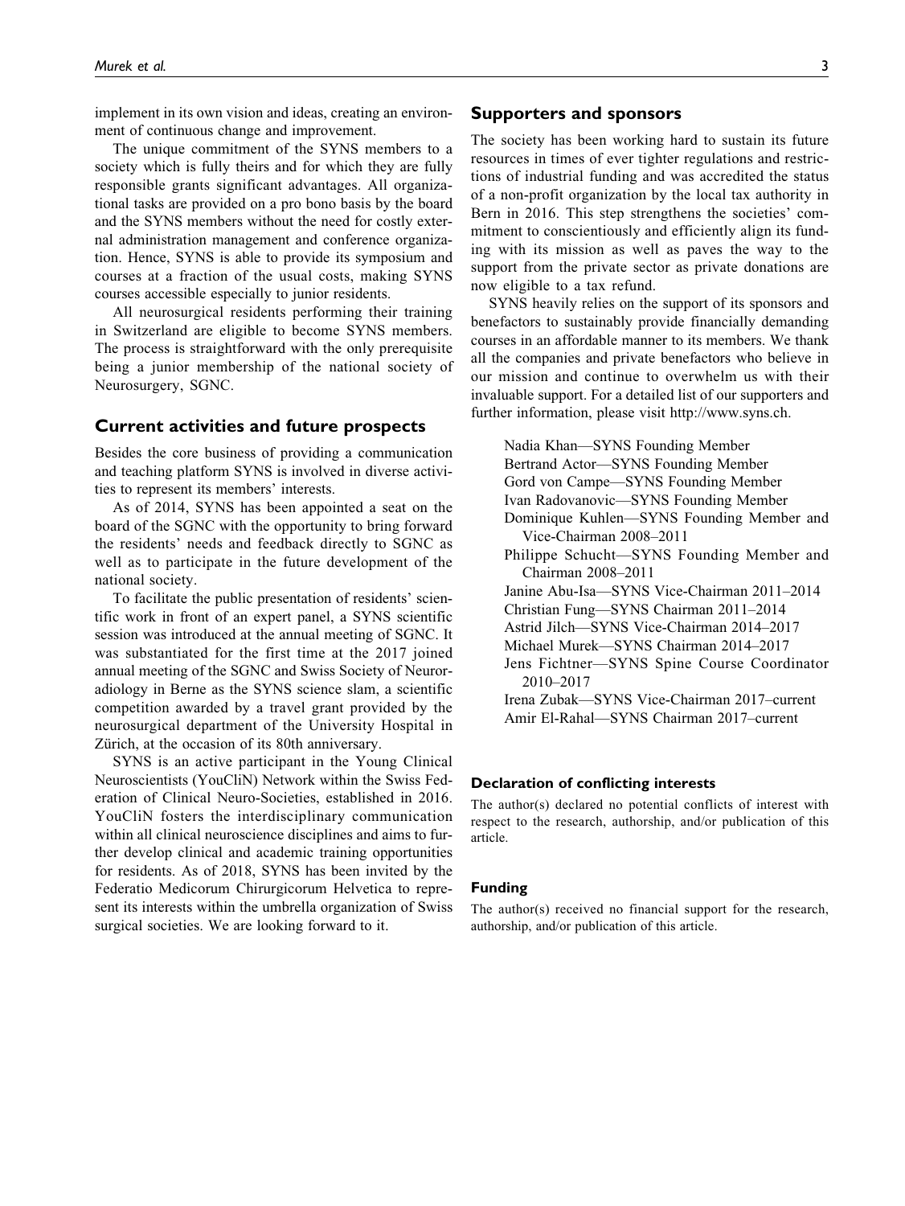implement in its own vision and ideas, creating an environment of continuous change and improvement.

The unique commitment of the SYNS members to a society which is fully theirs and for which they are fully responsible grants significant advantages. All organizational tasks are provided on a pro bono basis by the board and the SYNS members without the need for costly external administration management and conference organization. Hence, SYNS is able to provide its symposium and courses at a fraction of the usual costs, making SYNS courses accessible especially to junior residents.

All neurosurgical residents performing their training in Switzerland are eligible to become SYNS members. The process is straightforward with the only prerequisite being a junior membership of the national society of Neurosurgery, SGNC.

## Current activities and future prospects

Besides the core business of providing a communication and teaching platform SYNS is involved in diverse activities to represent its members' interests.

As of 2014, SYNS has been appointed a seat on the board of the SGNC with the opportunity to bring forward the residents' needs and feedback directly to SGNC as well as to participate in the future development of the national society.

To facilitate the public presentation of residents' scientific work in front of an expert panel, a SYNS scientific session was introduced at the annual meeting of SGNC. It was substantiated for the first time at the 2017 joined annual meeting of the SGNC and Swiss Society of Neuroradiology in Berne as the SYNS science slam, a scientific competition awarded by a travel grant provided by the neurosurgical department of the University Hospital in Zürich, at the occasion of its 80th anniversary.

SYNS is an active participant in the Young Clinical Neuroscientists (YouCliN) Network within the Swiss Federation of Clinical Neuro-Societies, established in 2016. YouCliN fosters the interdisciplinary communication within all clinical neuroscience disciplines and aims to further develop clinical and academic training opportunities for residents. As of 2018, SYNS has been invited by the Federatio Medicorum Chirurgicorum Helvetica to represent its interests within the umbrella organization of Swiss surgical societies. We are looking forward to it.

## Supporters and sponsors

The society has been working hard to sustain its future resources in times of ever tighter regulations and restrictions of industrial funding and was accredited the status of a non-profit organization by the local tax authority in Bern in 2016. This step strengthens the societies' commitment to conscientiously and efficiently align its funding with its mission as well as paves the way to the support from the private sector as private donations are now eligible to a tax refund.

SYNS heavily relies on the support of its sponsors and benefactors to sustainably provide financially demanding courses in an affordable manner to its members. We thank all the companies and private benefactors who believe in our mission and continue to overwhelm us with their invaluable support. For a detailed list of our supporters and further information, please visit http://www.syns.ch.

Nadia Khan—SYNS Founding Member
Bertrand Actor—SYNS Founding Member
Gord von Campe—SYNS Founding Member
Ivan Radovanovic—SYNS Founding Member
Dominique Kuhlen—SYNS Founding Member and Vice-Chairman 2008–2011
Philippe Schucht—SYNS Founding Member and Chairman 2008–2011
Janine Abu-Isa—SYNS Vice-Chairman 2011–2014
Christian Fung—SYNS Chairman 2011–2014
Astrid Jilch—SYNS Vice-Chairman 2014–2017
Michael Murek—SYNS Chairman 2014–2017
Jens Fichtner—SYNS Spine Course Coordinator 2010–2017
Irena Zubak—SYNS Vice-Chairman 2017–current
Amir El-Rahal—SYNS Chairman 2017–current

#### Declaration of conflicting interests

The author(s) declared no potential conflicts of interest with respect to the research, authorship, and/or publication of this article.

#### Funding

The author(s) received no financial support for the research, authorship, and/or publication of this article.